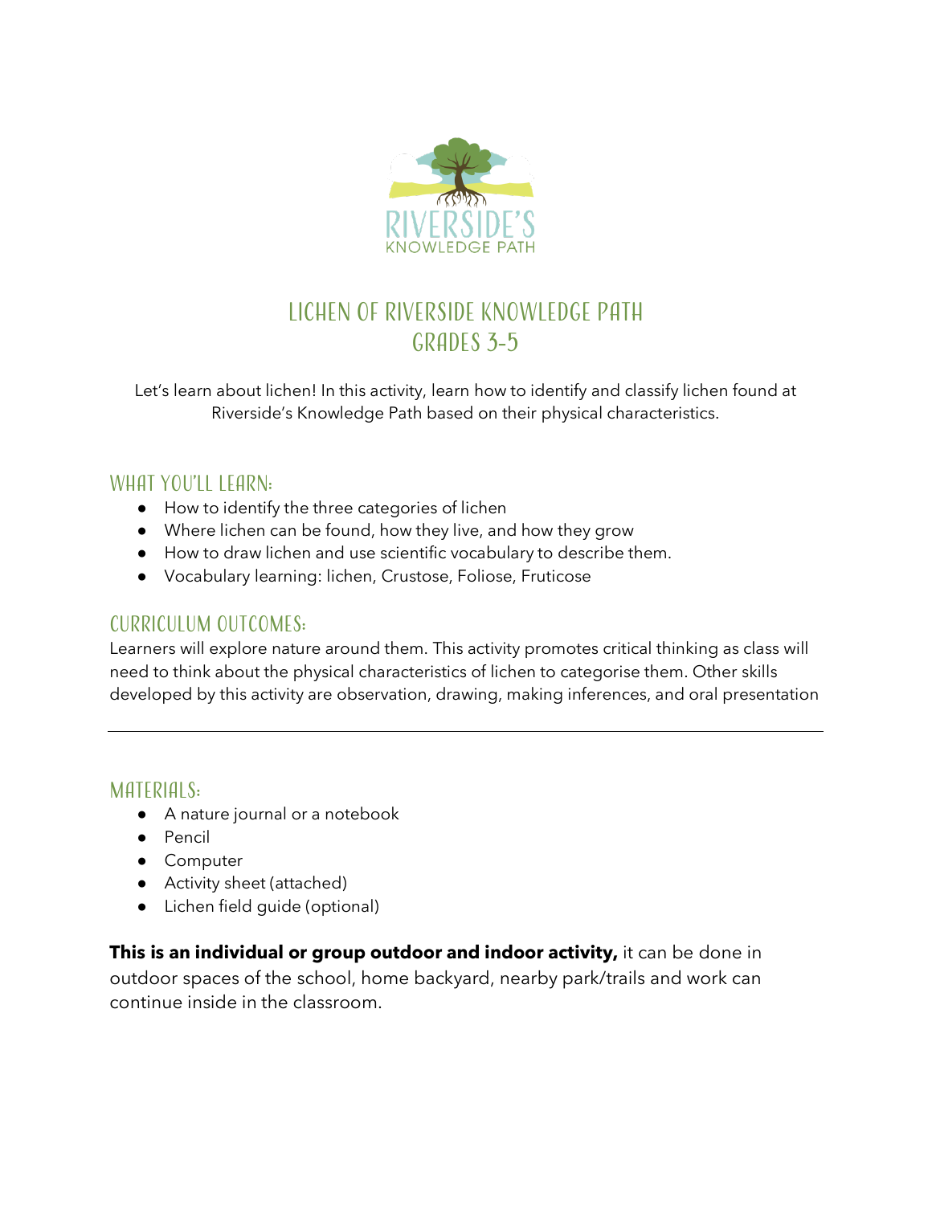# LICHEN OF RIVERSIDE KNOWLEDGE PATH
# GRADES 3-5

Let's learn about lichen! In this activity, learn how to identify and classify lichen found at Riverside's Knowledge Path based on their physical characteristics.

## WHAT YOU'LL LEARN:

- How to identify the three categories of lichen
- Where lichen can be found, how they live, and how they grow
- How to draw lichen and use scientific vocabulary to describe them.
- Vocabulary learning: lichen, Crustose, Foliose, Fruticose

## CURRICULUM OUTCOMES:

Learners will explore nature around them. This activity promotes critical thinking as class will need to think about the physical characteristics of lichen to categorise them. Other skills developed by this activity are observation, drawing, making inferences, and oral presentation

---

## MATERIALS:

- A nature journal or a notebook
- Pencil
- Computer
- Activity sheet (attached)
- Lichen field guide (optional)

**This is an individual or group outdoor and indoor activity,** it can be done in outdoor spaces of the school, home backyard, nearby park/trails and work can continue inside in the classroom.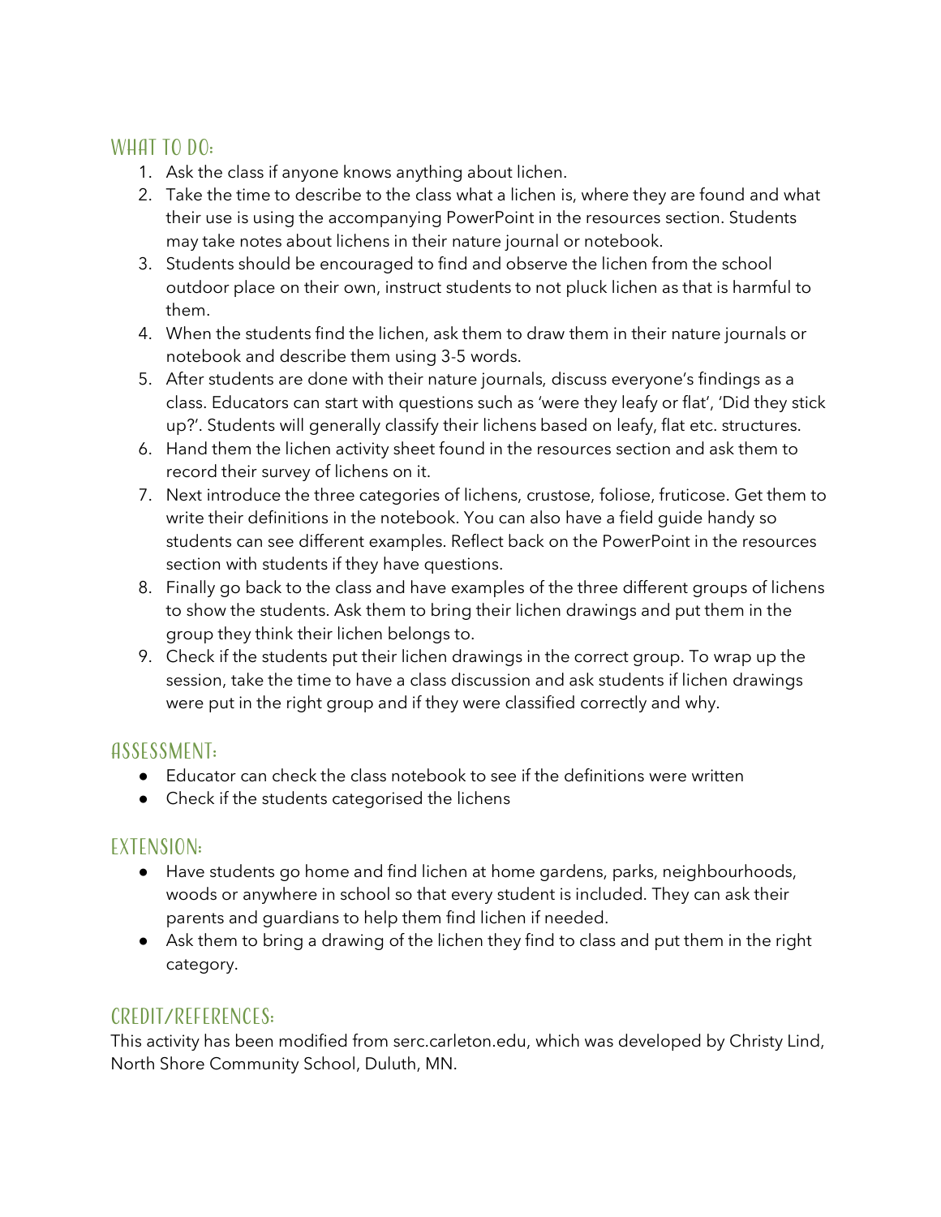## WHAT TO DO:

1. Ask the class if anyone knows anything about lichen.
2. Take the time to describe to the class what a lichen is, where they are found and what their use is using the accompanying PowerPoint in the resources section. Students may take notes about lichens in their nature journal or notebook.
3. Students should be encouraged to find and observe the lichen from the school outdoor place on their own, instruct students to not pluck lichen as that is harmful to them.
4. When the students find the lichen, ask them to draw them in their nature journals or notebook and describe them using 3-5 words.
5. After students are done with their nature journals, discuss everyone's findings as a class. Educators can start with questions such as 'were they leafy or flat', 'Did they stick up?'. Students will generally classify their lichens based on leafy, flat etc. structures.
6. Hand them the lichen activity sheet found in the resources section and ask them to record their survey of lichens on it.
7. Next introduce the three categories of lichens, crustose, foliose, fruticose. Get them to write their definitions in the notebook. You can also have a field guide handy so students can see different examples. Reflect back on the PowerPoint in the resources section with students if they have questions.
8. Finally go back to the class and have examples of the three different groups of lichens to show the students. Ask them to bring their lichen drawings and put them in the group they think their lichen belongs to.
9. Check if the students put their lichen drawings in the correct group. To wrap up the session, take the time to have a class discussion and ask students if lichen drawings were put in the right group and if they were classified correctly and why.

## ASSESSMENT:

- Educator can check the class notebook to see if the definitions were written
- Check if the students categorised the lichens

## EXTENSION:

- Have students go home and find lichen at home gardens, parks, neighbourhoods, woods or anywhere in school so that every student is included. They can ask their parents and guardians to help them find lichen if needed.
- Ask them to bring a drawing of the lichen they find to class and put them in the right category.

## CREDIT/REFERENCES:

This activity has been modified from serc.carleton.edu, which was developed by Christy Lind, North Shore Community School, Duluth, MN.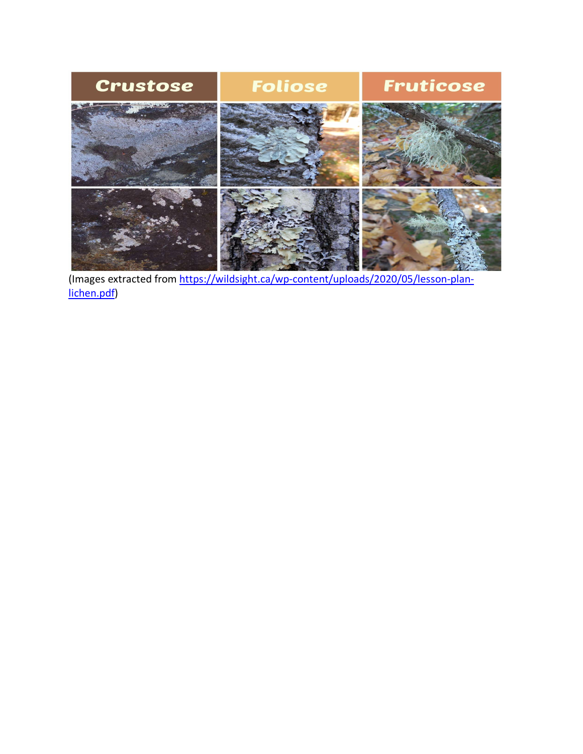Crustose

Foliose

Fruticose

(Images extracted from https://wildsight.ca/wp-content/uploads/2020/05/lesson-plan-lichen.pdf)